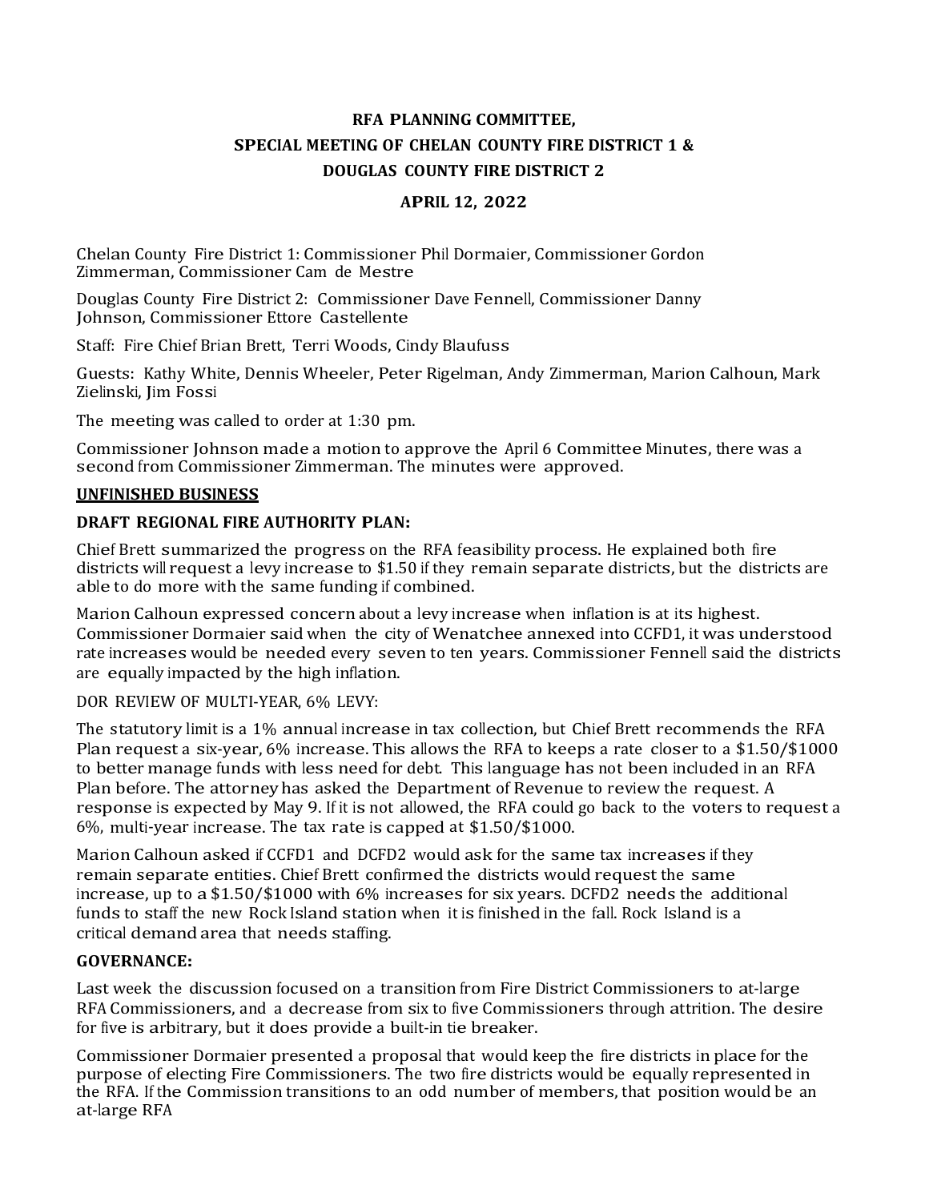# RFA PLANNING COMMITTEE,
# SPECIAL MEETING OF CHELAN COUNTY FIRE DISTRICT 1 &
# DOUGLAS COUNTY FIRE DISTRICT 2

## APRIL 12, 2022

Chelan County Fire District 1: Commissioner Phil Dormaier, Commissioner Gordon Zimmerman, Commissioner Cam de Mestre

Douglas County Fire District 2: Commissioner Dave Fennell, Commissioner Danny Johnson, Commissioner Ettore Castellente

Staff: Fire Chief Brian Brett, Terri Woods, Cindy Blaufuss

Guests: Kathy White, Dennis Wheeler, Peter Rigelman, Andy Zimmerman, Marion Calhoun, Mark Zielinski, Jim Fossi

The meeting was called to order at 1:30 pm.

Commissioner Johnson made a motion to approve the April 6 Committee Minutes, there was a second from Commissioner Zimmerman. The minutes were approved.

**UNFINISHED BUSINESS**

**DRAFT REGIONAL FIRE AUTHORITY PLAN:**

Chief Brett summarized the progress on the RFA feasibility process. He explained both fire districts will request a levy increase to $1.50 if they remain separate districts, but the districts are able to do more with the same funding if combined.

Marion Calhoun expressed concern about a levy increase when inflation is at its highest. Commissioner Dormaier said when the city of Wenatchee annexed into CCFD1, it was understood rate increases would be needed every seven to ten years. Commissioner Fennell said the districts are equally impacted by the high inflation.

DOR REVIEW OF MULTI-YEAR, 6% LEVY:

The statutory limit is a 1% annual increase in tax collection, but Chief Brett recommends the RFA Plan request a six-year, 6% increase. This allows the RFA to keeps a rate closer to a $1.50/$1000 to better manage funds with less need for debt. This language has not been included in an RFA Plan before. The attorney has asked the Department of Revenue to review the request. A response is expected by May 9. If it is not allowed, the RFA could go back to the voters to request a 6%, multi-year increase. The tax rate is capped at $1.50/$1000.

Marion Calhoun asked if CCFD1 and DCFD2 would ask for the same tax increases if they remain separate entities. Chief Brett confirmed the districts would request the same increase, up to a $1.50/$1000 with 6% increases for six years. DCFD2 needs the additional funds to staff the new Rock Island station when it is finished in the fall. Rock Island is a critical demand area that needs staffing.

**GOVERNANCE:**

Last week the discussion focused on a transition from Fire District Commissioners to at-large RFA Commissioners, and a decrease from six to five Commissioners through attrition. The desire for five is arbitrary, but it does provide a built-in tie breaker.

Commissioner Dormaier presented a proposal that would keep the fire districts in place for the purpose of electing Fire Commissioners. The two fire districts would be equally represented in the RFA. If the Commission transitions to an odd number of members, that position would be an at-large RFA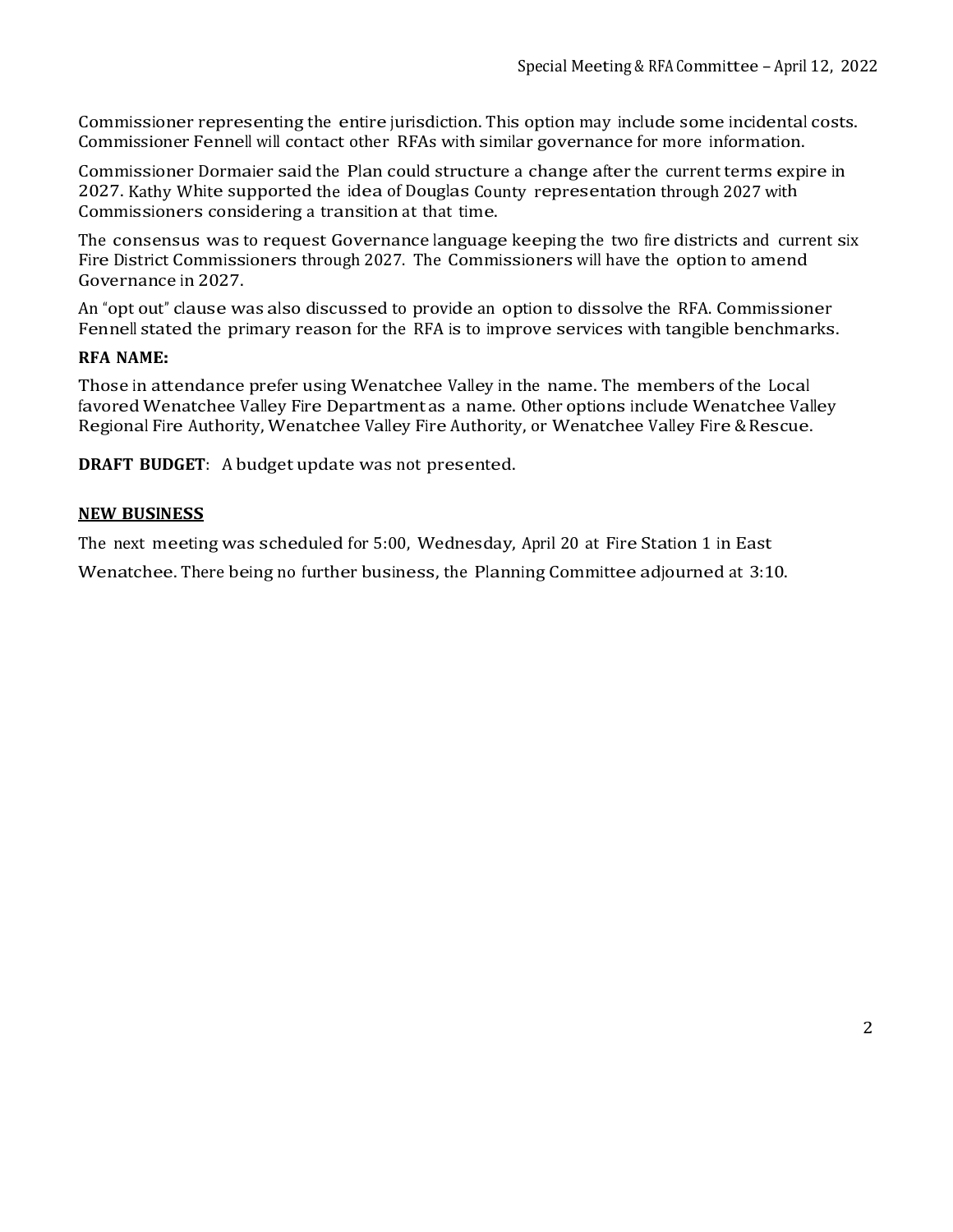Commissioner representing the entire jurisdiction. This option may include some incidental costs. Commissioner Fennell will contact other RFAs with similar governance for more information.

Commissioner Dormaier said the Plan could structure a change after the current terms expire in 2027. Kathy White supported the idea of Douglas County representation through 2027 with Commissioners considering a transition at that time.

The consensus was to request Governance language keeping the two fire districts and current six Fire District Commissioners through 2027. The Commissioners will have the option to amend Governance in 2027.

An "opt out" clause was also discussed to provide an option to dissolve the RFA. Commissioner Fennell stated the primary reason for the RFA is to improve services with tangible benchmarks.

**RFA NAME:**

Those in attendance prefer using Wenatchee Valley in the name. The members of the Local favored Wenatchee Valley Fire Department as a name. Other options include Wenatchee Valley Regional Fire Authority, Wenatchee Valley Fire Authority, or Wenatchee Valley Fire & Rescue.

**DRAFT BUDGET**: A budget update was not presented.

**NEW BUSINESS**

The next meeting was scheduled for 5:00, Wednesday, April 20 at Fire Station 1 in East Wenatchee. There being no further business, the Planning Committee adjourned at 3:10.